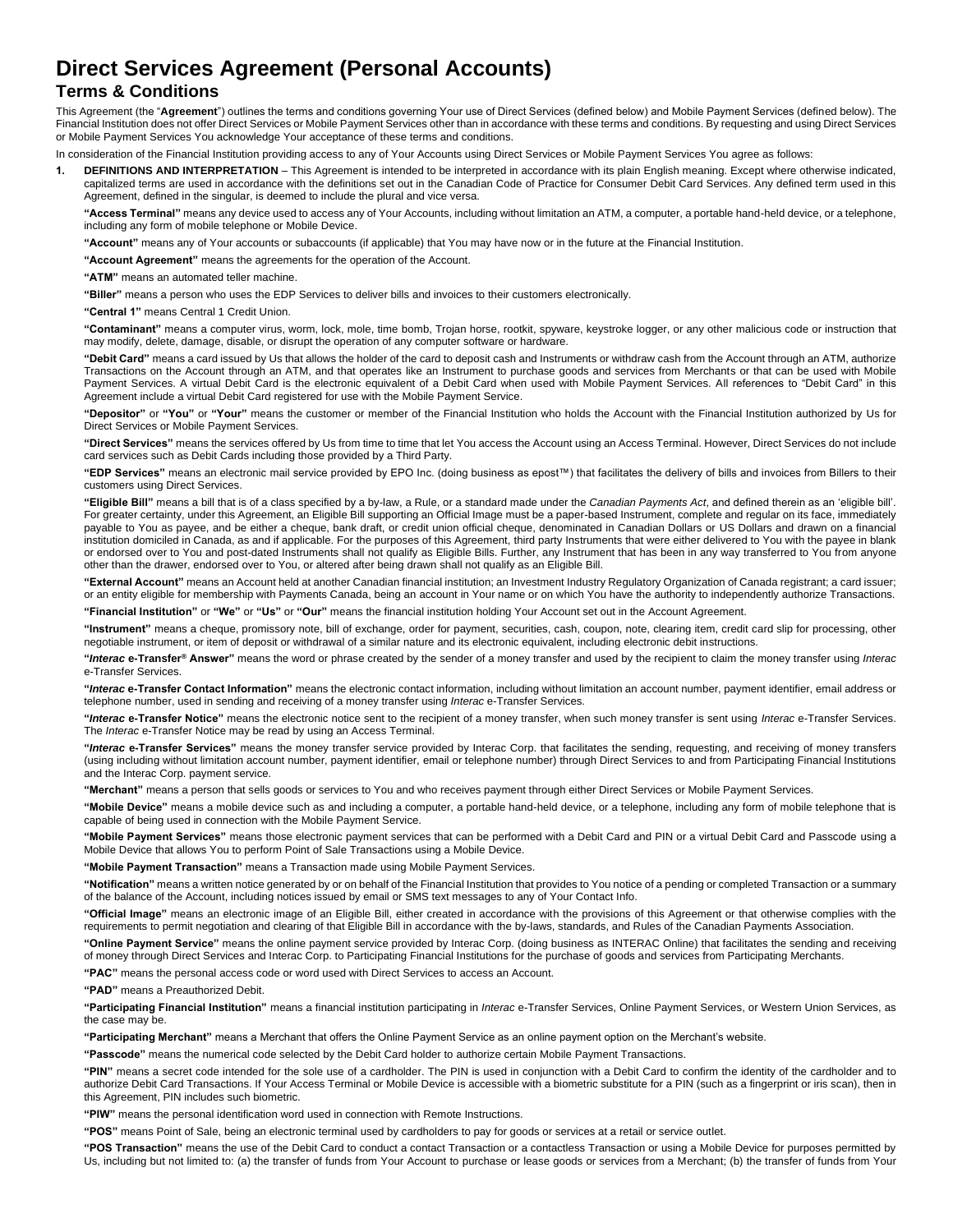# Direct Services Agreement (Personal Accounts)

## Terms & Conditions

This Agreement (the "**Agreement**") outlines the terms and conditions governing Your use of Direct Services (defined below) and Mobile Payment Services (defined below). The Financial Institution does not offer Direct Services or Mobile Payment Services other than in accordance with these terms and conditions. By requesting and using Direct Services or Mobile Payment Services You acknowledge Your acceptance of these terms and conditions.

In consideration of the Financial Institution providing access to any of Your Accounts using Direct Services or Mobile Payment Services You agree as follows:

1. **DEFINITIONS AND INTERPRETATION** – This Agreement is intended to be interpreted in accordance with its plain English meaning. Except where otherwise indicated, capitalized terms are used in accordance with the definitions set out in the Canadian Code of Practice for Consumer Debit Card Services. Any defined term used in this Agreement, defined in the singular, is deemed to include the plural and vice versa.

**"Access Terminal"** means any device used to access any of Your Accounts, including without limitation an ATM, a computer, a portable hand-held device, or a telephone, including any form of mobile telephone or Mobile Device.

**"Account"** means any of Your accounts or subaccounts (if applicable) that You may have now or in the future at the Financial Institution.

**"Account Agreement"** means the agreements for the operation of the Account.

**"ATM"** means an automated teller machine.

**"Biller"** means a person who uses the EDP Services to deliver bills and invoices to their customers electronically.

**"Central 1"** means Central 1 Credit Union.

**"Contaminant"** means a computer virus, worm, lock, mole, time bomb, Trojan horse, rootkit, spyware, keystroke logger, or any other malicious code or instruction that may modify, delete, damage, disable, or disrupt the operation of any computer software or hardware.

**"Debit Card"** means a card issued by Us that allows the holder of the card to deposit cash and Instruments or withdraw cash from the Account through an ATM, authorize Transactions on the Account through an ATM, and that operates like an Instrument to purchase goods and services from Merchants or that can be used with Mobile Payment Services. A virtual Debit Card is the electronic equivalent of a Debit Card when used with Mobile Payment Services. All references to "Debit Card" in this Agreement include a virtual Debit Card registered for use with the Mobile Payment Service.

**"Depositor"** or **"You"** or **"Your"** means the customer or member of the Financial Institution who holds the Account with the Financial Institution authorized by Us for Direct Services or Mobile Payment Services.

**"Direct Services"** means the services offered by Us from time to time that let You access the Account using an Access Terminal. However, Direct Services do not include card services such as Debit Cards including those provided by a Third Party.

**"EDP Services"** means an electronic mail service provided by EPO Inc. (doing business as epost™) that facilitates the delivery of bills and invoices from Billers to their customers using Direct Services.

**"Eligible Bill"** means a bill that is of a class specified by a by-law, a Rule, or a standard made under the *Canadian Payments Act*, and defined therein as an 'eligible bill'. For greater certainty, under this Agreement, an Eligible Bill supporting an Official Image must be a paper-based Instrument, complete and regular on its face, immediately payable to You as payee, and be either a cheque, bank draft, or credit union official cheque, denominated in Canadian Dollars or US Dollars and drawn on a financial institution domiciled in Canada, as and if applicable. For the purposes of this Agreement, third party Instruments that were either delivered to You with the payee in blank or endorsed over to You and post-dated Instruments shall not qualify as Eligible Bills. Further, any Instrument that has been in any way transferred to You from anyone other than the drawer, endorsed over to You, or altered after being drawn shall not qualify as an Eligible Bill.

**"External Account"** means an Account held at another Canadian financial institution; an Investment Industry Regulatory Organization of Canada registrant; a card issuer; or an entity eligible for membership with Payments Canada, being an account in Your name or on which You have the authority to independently authorize Transactions.

**"Financial Institution"** or **"We"** or **"Us"** or **"Our"** means the financial institution holding Your Account set out in the Account Agreement.

**"Instrument"** means a cheque, promissory note, bill of exchange, order for payment, securities, cash, coupon, note, clearing item, credit card slip for processing, other negotiable instrument, or item of deposit or withdrawal of a similar nature and its electronic equivalent, including electronic debit instructions.

**"*Interac* e-Transfer® Answer"** means the word or phrase created by the sender of a money transfer and used by the recipient to claim the money transfer using *Interac* e-Transfer Services.

**"*Interac* e-Transfer Contact Information"** means the electronic contact information, including without limitation an account number, payment identifier, email address or telephone number, used in sending and receiving of a money transfer using *Interac* e-Transfer Services.

**"*Interac* e-Transfer Notice"** means the electronic notice sent to the recipient of a money transfer, when such money transfer is sent using *Interac* e-Transfer Services. The *Interac* e-Transfer Notice may be read by using an Access Terminal.

**"*Interac* e-Transfer Services"** means the money transfer service provided by Interac Corp. that facilitates the sending, requesting, and receiving of money transfers (using including without limitation account number, payment identifier, email or telephone number) through Direct Services to and from Participating Financial Institutions and the Interac Corp. payment service.

**"Merchant"** means a person that sells goods or services to You and who receives payment through either Direct Services or Mobile Payment Services.

**"Mobile Device"** means a mobile device such as and including a computer, a portable hand-held device, or a telephone, including any form of mobile telephone that is capable of being used in connection with the Mobile Payment Service.

**"Mobile Payment Services"** means those electronic payment services that can be performed with a Debit Card and PIN or a virtual Debit Card and Passcode using a Mobile Device that allows You to perform Point of Sale Transactions using a Mobile Device.

**"Mobile Payment Transaction"** means a Transaction made using Mobile Payment Services.

**"Notification"** means a written notice generated by or on behalf of the Financial Institution that provides to You notice of a pending or completed Transaction or a summary of the balance of the Account, including notices issued by email or SMS text messages to any of Your Contact Info.

**"Official Image"** means an electronic image of an Eligible Bill, either created in accordance with the provisions of this Agreement or that otherwise complies with the requirements to permit negotiation and clearing of that Eligible Bill in accordance with the by-laws, standards, and Rules of the Canadian Payments Association.

**"Online Payment Service"** means the online payment service provided by Interac Corp. (doing business as INTERAC Online) that facilitates the sending and receiving of money through Direct Services and Interac Corp. to Participating Financial Institutions for the purchase of goods and services from Participating Merchants.

**"PAC"** means the personal access code or word used with Direct Services to access an Account.

**"PAD"** means a Preauthorized Debit.

**"Participating Financial Institution"** means a financial institution participating in *Interac* e-Transfer Services, Online Payment Services, or Western Union Services, as the case may be.

**"Participating Merchant"** means a Merchant that offers the Online Payment Service as an online payment option on the Merchant's website.

**"Passcode"** means the numerical code selected by the Debit Card holder to authorize certain Mobile Payment Transactions.

**"PIN"** means a secret code intended for the sole use of a cardholder. The PIN is used in conjunction with a Debit Card to confirm the identity of the cardholder and to authorize Debit Card Transactions. If Your Access Terminal or Mobile Device is accessible with a biometric substitute for a PIN (such as a fingerprint or iris scan), then in this Agreement, PIN includes such biometric.

**"PIW"** means the personal identification word used in connection with Remote Instructions.

**"POS"** means Point of Sale, being an electronic terminal used by cardholders to pay for goods or services at a retail or service outlet.

**"POS Transaction"** means the use of the Debit Card to conduct a contact Transaction or a contactless Transaction or using a Mobile Device for purposes permitted by Us, including but not limited to: (a) the transfer of funds from Your Account to purchase or lease goods or services from a Merchant; (b) the transfer of funds from Your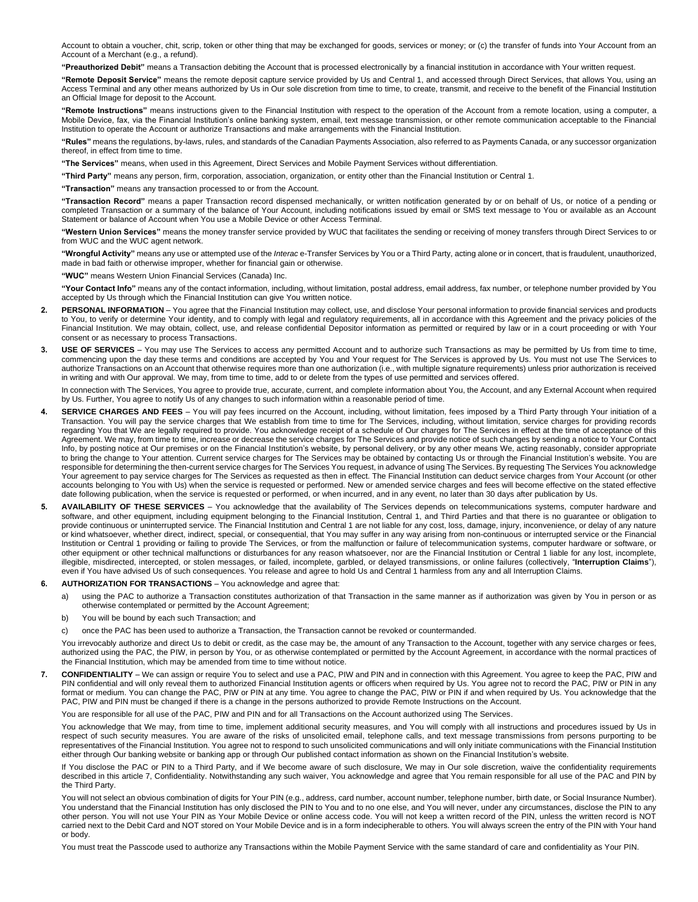Account to obtain a voucher, chit, scrip, token or other thing that may be exchanged for goods, services or money; or (c) the transfer of funds into Your Account from an Account of a Merchant (e.g., a refund).

**"Preauthorized Debit"** means a Transaction debiting the Account that is processed electronically by a financial institution in accordance with Your written request.

**"Remote Deposit Service"** means the remote deposit capture service provided by Us and Central 1, and accessed through Direct Services, that allows You, using an Access Terminal and any other means authorized by Us in Our sole discretion from time to time, to create, transmit, and receive to the benefit of the Financial Institution an Official Image for deposit to the Account.

**"Remote Instructions"** means instructions given to the Financial Institution with respect to the operation of the Account from a remote location, using a computer, a Mobile Device, fax, via the Financial Institution's online banking system, email, text message transmission, or other remote communication acceptable to the Financial Institution to operate the Account or authorize Transactions and make arrangements with the Financial Institution.

**"Rules"** means the regulations, by-laws, rules, and standards of the Canadian Payments Association, also referred to as Payments Canada, or any successor organization thereof, in effect from time to time.

**"The Services"** means, when used in this Agreement, Direct Services and Mobile Payment Services without differentiation.

**"Third Party"** means any person, firm, corporation, association, organization, or entity other than the Financial Institution or Central 1.

**"Transaction"** means any transaction processed to or from the Account.

**"Transaction Record"** means a paper Transaction record dispensed mechanically, or written notification generated by or on behalf of Us, or notice of a pending or completed Transaction or a summary of the balance of Your Account, including notifications issued by email or SMS text message to You or available as an Account Statement or balance of Account when You use a Mobile Device or other Access Terminal.

**"Western Union Services"** means the money transfer service provided by WUC that facilitates the sending or receiving of money transfers through Direct Services to or from WUC and the WUC agent network.

**"Wrongful Activity"** means any use or attempted use of the *Interac* e-Transfer Services by You or a Third Party, acting alone or in concert, that is fraudulent, unauthorized, made in bad faith or otherwise improper, whether for financial gain or otherwise.

**"WUC"** means Western Union Financial Services (Canada) Inc.

**"Your Contact Info"** means any of the contact information, including, without limitation, postal address, email address, fax number, or telephone number provided by You accepted by Us through which the Financial Institution can give You written notice.

2. **PERSONAL INFORMATION** – You agree that the Financial Institution may collect, use, and disclose Your personal information to provide financial services and products to You, to verify or determine Your identity, and to comply with legal and regulatory requirements, all in accordance with this Agreement and the privacy policies of the Financial Institution. We may obtain, collect, use, and release confidential Depositor information as permitted or required by law or in a court proceeding or with Your consent or as necessary to process Transactions.

3. **USE OF SERVICES** – You may use The Services to access any permitted Account and to authorize such Transactions as may be permitted by Us from time to time, commencing upon the day these terms and conditions are accepted by You and Your request for The Services is approved by Us. You must not use The Services to authorize Transactions on an Account that otherwise requires more than one authorization (i.e., with multiple signature requirements) unless prior authorization is received in writing and with Our approval. We may, from time to time, add to or delete from the types of use permitted and services offered.

   In connection with The Services, You agree to provide true, accurate, current, and complete information about You, the Account, and any External Account when required by Us. Further, You agree to notify Us of any changes to such information within a reasonable period of time.

4. **SERVICE CHARGES AND FEES** – You will pay fees incurred on the Account, including, without limitation, fees imposed by a Third Party through Your initiation of a Transaction. You will pay the service charges that We establish from time to time for The Services, including, without limitation, service charges for providing records regarding You that We are legally required to provide. You acknowledge receipt of a schedule of Our charges for The Services in effect at the time of acceptance of this Agreement. We may, from time to time, increase or decrease the service charges for The Services and provide notice of such changes by sending a notice to Your Contact Info, by posting notice at Our premises or on the Financial Institution's website, by personal delivery, or by any other means We, acting reasonably, consider appropriate to bring the change to Your attention. Current service charges for The Services may be obtained by contacting Us or through the Financial Institution's website. You are responsible for determining the then-current service charges for The Services You request, in advance of using The Services. By requesting The Services You acknowledge Your agreement to pay service charges for The Services as requested as then in effect. The Financial Institution can deduct service charges from Your Account (or other accounts belonging to You with Us) when the service is requested or performed. New or amended service charges and fees will become effective on the stated effective date following publication, when the service is requested or performed, or when incurred, and in any event, no later than 30 days after publication by Us.

5. **AVAILABILITY OF THESE SERVICES** – You acknowledge that the availability of The Services depends on telecommunications systems, computer hardware and software, and other equipment, including equipment belonging to the Financial Institution, Central 1, and Third Parties and that there is no guarantee or obligation to provide continuous or uninterrupted service. The Financial Institution and Central 1 are not liable for any cost, loss, damage, injury, inconvenience, or delay of any nature or kind whatsoever, whether direct, indirect, special, or consequential, that You may suffer in any way arising from non-continuous or interrupted service or the Financial Institution or Central 1 providing or failing to provide The Services, or from the malfunction or failure of telecommunication systems, computer hardware or software, or other equipment or other technical malfunctions or disturbances for any reason whatsoever, nor are the Financial Institution or Central 1 liable for any lost, incomplete, illegible, misdirected, intercepted, or stolen messages, or failed, incomplete, garbled, or delayed transmissions, or online failures (collectively, "**Interruption Claims**"), even if You have advised Us of such consequences. You release and agree to hold Us and Central 1 harmless from any and all Interruption Claims.

6. **AUTHORIZATION FOR TRANSACTIONS** – You acknowledge and agree that:

   a) using the PAC to authorize a Transaction constitutes authorization of that Transaction in the same manner as if authorization was given by You in person or as otherwise contemplated or permitted by the Account Agreement;

   b) You will be bound by each such Transaction; and

   c) once the PAC has been used to authorize a Transaction, the Transaction cannot be revoked or countermanded.

   You irrevocably authorize and direct Us to debit or credit, as the case may be, the amount of any Transaction to the Account, together with any service charges or fees, authorized using the PAC, the PIW, in person by You, or as otherwise contemplated or permitted by the Account Agreement, in accordance with the normal practices of the Financial Institution, which may be amended from time to time without notice.

7. **CONFIDENTIALITY** – We can assign or require You to select and use a PAC, PIW and PIN and in connection with this Agreement. You agree to keep the PAC, PIW and PIN confidential and will only reveal them to authorized Financial Institution agents or officers when required by Us. You agree not to record the PAC, PIW or PIN in any format or medium. You can change the PAC, PIW or PIN at any time. You agree to change the PAC, PIW or PIN if and when required by Us. You acknowledge that the PAC, PIW and PIN must be changed if there is a change in the persons authorized to provide Remote Instructions on the Account.

   You are responsible for all use of the PAC, PIW and PIN and for all Transactions on the Account authorized using The Services.

   You acknowledge that We may, from time to time, implement additional security measures, and You will comply with all instructions and procedures issued by Us in respect of such security measures. You are aware of the risks of unsolicited email, telephone calls, and text message transmissions from persons purporting to be representatives of the Financial Institution. You agree not to respond to such unsolicited communications and will only initiate communications with the Financial Institution either through Our banking website or banking app or through Our published contact information as shown on the Financial Institution's website.

   If You disclose the PAC or PIN to a Third Party, and if We become aware of such disclosure, We may in Our sole discretion, waive the confidentiality requirements described in this article 7, Confidentiality. Notwithstanding any such waiver, You acknowledge and agree that You remain responsible for all use of the PAC and PIN by the Third Party.

   You will not select an obvious combination of digits for Your PIN (e.g., address, card number, account number, telephone number, birth date, or Social Insurance Number). You understand that the Financial Institution has only disclosed the PIN to You and to no one else, and You will never, under any circumstances, disclose the PIN to any other person. You will not use Your PIN as Your Mobile Device or online access code. You will not keep a written record of the PIN, unless the written record is NOT carried next to the Debit Card and NOT stored on Your Mobile Device and is in a form indecipherable to others. You will always screen the entry of the PIN with Your hand or body.

   You must treat the Passcode used to authorize any Transactions within the Mobile Payment Service with the same standard of care and confidentiality as Your PIN.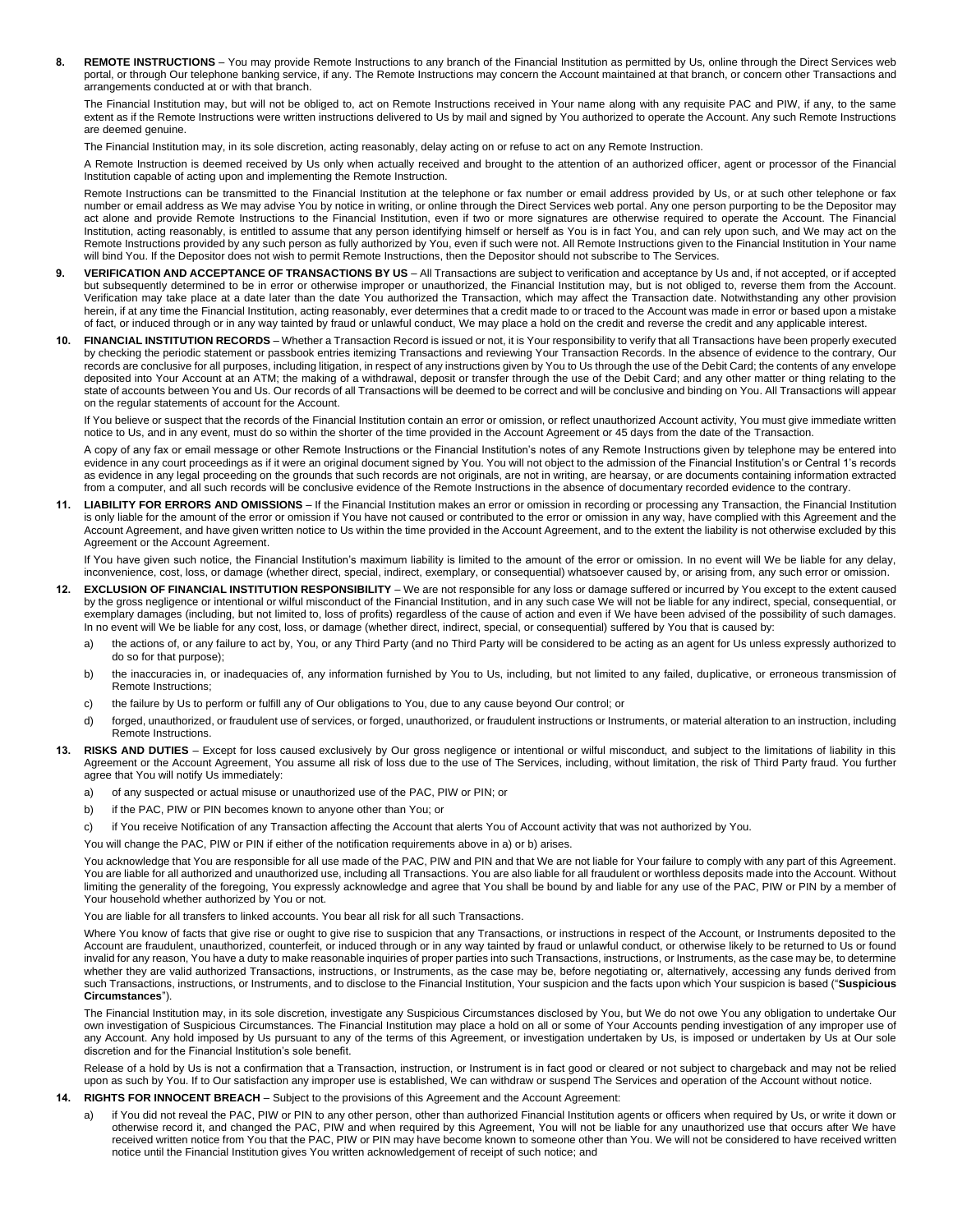**8. REMOTE INSTRUCTIONS** – You may provide Remote Instructions to any branch of the Financial Institution as permitted by Us, online through the Direct Services web portal, or through Our telephone banking service, if any. The Remote Instructions may concern the Account maintained at that branch, or concern other Transactions and arrangements conducted at or with that branch.

The Financial Institution may, but will not be obliged to, act on Remote Instructions received in Your name along with any requisite PAC and PIW, if any, to the same extent as if the Remote Instructions were written instructions delivered to Us by mail and signed by You authorized to operate the Account. Any such Remote Instructions are deemed genuine.

The Financial Institution may, in its sole discretion, acting reasonably, delay acting on or refuse to act on any Remote Instruction.

A Remote Instruction is deemed received by Us only when actually received and brought to the attention of an authorized officer, agent or processor of the Financial Institution capable of acting upon and implementing the Remote Instruction.

Remote Instructions can be transmitted to the Financial Institution at the telephone or fax number or email address provided by Us, or at such other telephone or fax number or email address as We may advise You by notice in writing, or online through the Direct Services web portal. Any one person purporting to be the Depositor may act alone and provide Remote Instructions to the Financial Institution, even if two or more signatures are otherwise required to operate the Account. The Financial Institution, acting reasonably, is entitled to assume that any person identifying himself or herself as You is in fact You, and can rely upon such, and We may act on the Remote Instructions provided by any such person as fully authorized by You, even if such were not. All Remote Instructions given to the Financial Institution in Your name will bind You. If the Depositor does not wish to permit Remote Instructions, then the Depositor should not subscribe to The Services.

**9. VERIFICATION AND ACCEPTANCE OF TRANSACTIONS BY US** – All Transactions are subject to verification and acceptance by Us and, if not accepted, or if accepted but subsequently determined to be in error or otherwise improper or unauthorized, the Financial Institution may, but is not obliged to, reverse them from the Account. Verification may take place at a date later than the date You authorized the Transaction, which may affect the Transaction date. Notwithstanding any other provision herein, if at any time the Financial Institution, acting reasonably, ever determines that a credit made to or traced to the Account was made in error or based upon a mistake of fact, or induced through or in any way tainted by fraud or unlawful conduct, We may place a hold on the credit and reverse the credit and any applicable interest.

**10. FINANCIAL INSTITUTION RECORDS** – Whether a Transaction Record is issued or not, it is Your responsibility to verify that all Transactions have been properly executed by checking the periodic statement or passbook entries itemizing Transactions and reviewing Your Transaction Records. In the absence of evidence to the contrary, Our records are conclusive for all purposes, including litigation, in respect of any instructions given by You to Us through the use of the Debit Card; the contents of any envelope deposited into Your Account at an ATM; the making of a withdrawal, deposit or transfer through the use of the Debit Card; and any other matter or thing relating to the state of accounts between You and Us. Our records of all Transactions will be deemed to be correct and will be conclusive and binding on You. All Transactions will appear on the regular statements of account for the Account.

If You believe or suspect that the records of the Financial Institution contain an error or omission, or reflect unauthorized Account activity, You must give immediate written notice to Us, and in any event, must do so within the shorter of the time provided in the Account Agreement or 45 days from the date of the Transaction.

A copy of any fax or email message or other Remote Instructions or the Financial Institution's notes of any Remote Instructions given by telephone may be entered into evidence in any court proceedings as if it were an original document signed by You. You will not object to the admission of the Financial Institution's or Central 1's records as evidence in any legal proceeding on the grounds that such records are not originals, are not in writing, are hearsay, or are documents containing information extracted from a computer, and all such records will be conclusive evidence of the Remote Instructions in the absence of documentary recorded evidence to the contrary.

**11. LIABILITY FOR ERRORS AND OMISSIONS** – If the Financial Institution makes an error or omission in recording or processing any Transaction, the Financial Institution is only liable for the amount of the error or omission if You have not caused or contributed to the error or omission in any way, have complied with this Agreement and the Account Agreement, and have given written notice to Us within the time provided in the Account Agreement, and to the extent the liability is not otherwise excluded by this Agreement or the Account Agreement.

If You have given such notice, the Financial Institution's maximum liability is limited to the amount of the error or omission. In no event will We be liable for any delay, inconvenience, cost, loss, or damage (whether direct, special, indirect, exemplary, or consequential) whatsoever caused by, or arising from, any such error or omission.

**12. EXCLUSION OF FINANCIAL INSTITUTION RESPONSIBILITY** – We are not responsible for any loss or damage suffered or incurred by You except to the extent caused by the gross negligence or intentional or wilful misconduct of the Financial Institution, and in any such case We will not be liable for any indirect, special, consequential, or exemplary damages (including, but not limited to, loss of profits) regardless of the cause of action and even if We have been advised of the possibility of such damages. In no event will We be liable for any cost, loss, or damage (whether direct, indirect, special, or consequential) suffered by You that is caused by:

a) the actions of, or any failure to act by, You, or any Third Party (and no Third Party will be considered to be acting as an agent for Us unless expressly authorized to do so for that purpose);

b) the inaccuracies in, or inadequacies of, any information furnished by You to Us, including, but not limited to any failed, duplicative, or erroneous transmission of Remote Instructions;

c) the failure by Us to perform or fulfill any of Our obligations to You, due to any cause beyond Our control; or

d) forged, unauthorized, or fraudulent use of services, or forged, unauthorized, or fraudulent instructions or Instruments, or material alteration to an instruction, including Remote Instructions.

**13. RISKS AND DUTIES** – Except for loss caused exclusively by Our gross negligence or intentional or wilful misconduct, and subject to the limitations of liability in this Agreement or the Account Agreement, You assume all risk of loss due to the use of The Services, including, without limitation, the risk of Third Party fraud. You further agree that You will notify Us immediately:

a) of any suspected or actual misuse or unauthorized use of the PAC, PIW or PIN; or

b) if the PAC, PIW or PIN becomes known to anyone other than You; or

c) if You receive Notification of any Transaction affecting the Account that alerts You of Account activity that was not authorized by You.

You will change the PAC, PIW or PIN if either of the notification requirements above in a) or b) arises.

You acknowledge that You are responsible for all use made of the PAC, PIW and PIN and that We are not liable for Your failure to comply with any part of this Agreement. You are liable for all authorized and unauthorized use, including all Transactions. You are also liable for all fraudulent or worthless deposits made into the Account. Without limiting the generality of the foregoing, You expressly acknowledge and agree that You shall be bound by and liable for any use of the PAC, PIW or PIN by a member of Your household whether authorized by You or not.

You are liable for all transfers to linked accounts. You bear all risk for all such Transactions.

Where You know of facts that give rise or ought to give rise to suspicion that any Transactions, or instructions in respect of the Account, or Instruments deposited to the Account are fraudulent, unauthorized, counterfeit, or induced through or in any way tainted by fraud or unlawful conduct, or otherwise likely to be returned to Us or found invalid for any reason, You have a duty to make reasonable inquiries of proper parties into such Transactions, instructions, or Instruments, as the case may be, to determine whether they are valid authorized Transactions, instructions, or Instruments, as the case may be, before negotiating or, alternatively, accessing any funds derived from such Transactions, instructions, or Instruments, and to disclose to the Financial Institution, Your suspicion and the facts upon which Your suspicion is based ("**Suspicious Circumstances**").

The Financial Institution may, in its sole discretion, investigate any Suspicious Circumstances disclosed by You, but We do not owe You any obligation to undertake Our own investigation of Suspicious Circumstances. The Financial Institution may place a hold on all or some of Your Accounts pending investigation of any improper use of any Account. Any hold imposed by Us pursuant to any of the terms of this Agreement, or investigation undertaken by Us, is imposed or undertaken by Us at Our sole discretion and for the Financial Institution's sole benefit.

Release of a hold by Us is not a confirmation that a Transaction, instruction, or Instrument is in fact good or cleared or not subject to chargeback and may not be relied upon as such by You. If to Our satisfaction any improper use is established, We can withdraw or suspend The Services and operation of the Account without notice.

**14. RIGHTS FOR INNOCENT BREACH** – Subject to the provisions of this Agreement and the Account Agreement:

a) if You did not reveal the PAC, PIW or PIN to any other person, other than authorized Financial Institution agents or officers when required by Us, or write it down or otherwise record it, and changed the PAC, PIW and when required by this Agreement, You will not be liable for any unauthorized use that occurs after We have received written notice from You that the PAC, PIW or PIN may have become known to someone other than You. We will not be considered to have received written notice until the Financial Institution gives You written acknowledgement of receipt of such notice; and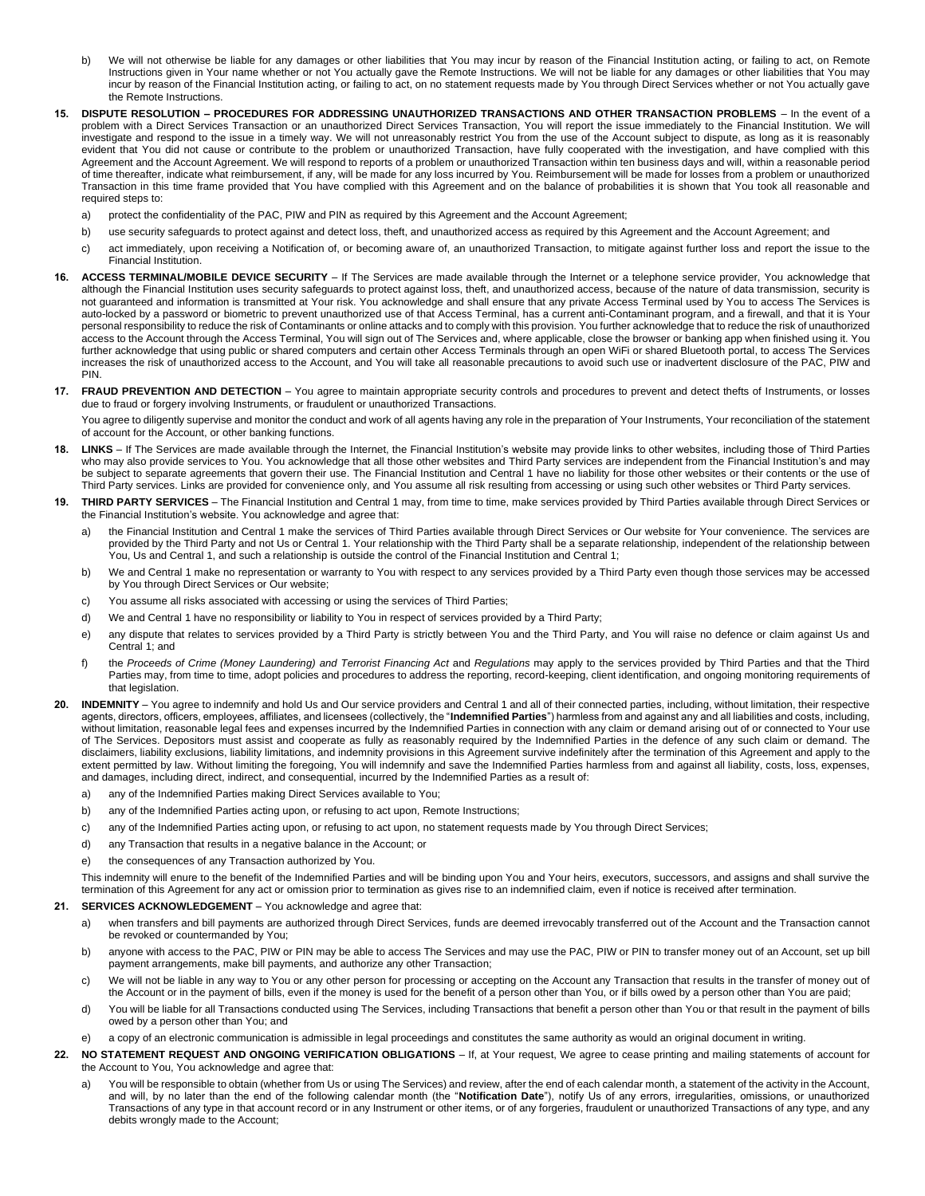b) We will not otherwise be liable for any damages or other liabilities that You may incur by reason of the Financial Institution acting, or failing to act, on Remote Instructions given in Your name whether or not You actually gave the Remote Instructions. We will not be liable for any damages or other liabilities that You may incur by reason of the Financial Institution acting, or failing to act, on no statement requests made by You through Direct Services whether or not You actually gave the Remote Instructions.

**15. DISPUTE RESOLUTION – PROCEDURES FOR ADDRESSING UNAUTHORIZED TRANSACTIONS AND OTHER TRANSACTION PROBLEMS** – In the event of a problem with a Direct Services Transaction or an unauthorized Direct Services Transaction, You will report the issue immediately to the Financial Institution. We will investigate and respond to the issue in a timely way. We will not unreasonably restrict You from the use of the Account subject to dispute, as long as it is reasonably evident that You did not cause or contribute to the problem or unauthorized Transaction, have fully cooperated with the investigation, and have complied with this Agreement and the Account Agreement. We will respond to reports of a problem or unauthorized Transaction within ten business days and will, within a reasonable period of time thereafter, indicate what reimbursement, if any, will be made for any loss incurred by You. Reimbursement will be made for losses from a problem or unauthorized Transaction in this time frame provided that You have complied with this Agreement and on the balance of probabilities it is shown that You took all reasonable and required steps to:

a) protect the confidentiality of the PAC, PIW and PIN as required by this Agreement and the Account Agreement;

b) use security safeguards to protect against and detect loss, theft, and unauthorized access as required by this Agreement and the Account Agreement; and

c) act immediately, upon receiving a Notification of, or becoming aware of, an unauthorized Transaction, to mitigate against further loss and report the issue to the Financial Institution.

**16. ACCESS TERMINAL/MOBILE DEVICE SECURITY** – If The Services are made available through the Internet or a telephone service provider, You acknowledge that although the Financial Institution uses security safeguards to protect against loss, theft, and unauthorized access, because of the nature of data transmission, security is not guaranteed and information is transmitted at Your risk. You acknowledge and shall ensure that any private Access Terminal used by You to access The Services is auto-locked by a password or biometric to prevent unauthorized use of that Access Terminal, has a current anti-Contaminant program, and a firewall, and that it is Your personal responsibility to reduce the risk of Contaminants or online attacks and to comply with this provision. You further acknowledge that to reduce the risk of unauthorized access to the Account through the Access Terminal, You will sign out of The Services and, where applicable, close the browser or banking app when finished using it. You further acknowledge that using public or shared computers and certain other Access Terminals through an open WiFi or shared Bluetooth portal, to access The Services increases the risk of unauthorized access to the Account, and You will take all reasonable precautions to avoid such use or inadvertent disclosure of the PAC, PIW and PIN.

**17. FRAUD PREVENTION AND DETECTION** – You agree to maintain appropriate security controls and procedures to prevent and detect thefts of Instruments, or losses due to fraud or forgery involving Instruments, or fraudulent or unauthorized Transactions.

You agree to diligently supervise and monitor the conduct and work of all agents having any role in the preparation of Your Instruments, Your reconciliation of the statement of account for the Account, or other banking functions.

**18. LINKS** – If The Services are made available through the Internet, the Financial Institution's website may provide links to other websites, including those of Third Parties who may also provide services to You. You acknowledge that all those other websites and Third Party services are independent from the Financial Institution's and may be subject to separate agreements that govern their use. The Financial Institution and Central 1 have no liability for those other websites or their contents or the use of Third Party services. Links are provided for convenience only, and You assume all risk resulting from accessing or using such other websites or Third Party services.

**19. THIRD PARTY SERVICES** – The Financial Institution and Central 1 may, from time to time, make services provided by Third Parties available through Direct Services or the Financial Institution's website. You acknowledge and agree that:

a) the Financial Institution and Central 1 make the services of Third Parties available through Direct Services or Our website for Your convenience. The services are provided by the Third Party and not Us or Central 1. Your relationship with the Third Party shall be a separate relationship, independent of the relationship between You, Us and Central 1, and such a relationship is outside the control of the Financial Institution and Central 1;

b) We and Central 1 make no representation or warranty to You with respect to any services provided by a Third Party even though those services may be accessed by You through Direct Services or Our website;

c) You assume all risks associated with accessing or using the services of Third Parties;

d) We and Central 1 have no responsibility or liability to You in respect of services provided by a Third Party;

e) any dispute that relates to services provided by a Third Party is strictly between You and the Third Party, and You will raise no defence or claim against Us and Central 1; and

f) the *Proceeds of Crime (Money Laundering) and Terrorist Financing Act* and *Regulations* may apply to the services provided by Third Parties and that the Third Parties may, from time to time, adopt policies and procedures to address the reporting, record-keeping, client identification, and ongoing monitoring requirements of that legislation.

**20. INDEMNITY** – You agree to indemnify and hold Us and Our service providers and Central 1 and all of their connected parties, including, without limitation, their respective agents, directors, officers, employees, affiliates, and licensees (collectively, the "**Indemnified Parties**") harmless from and against any and all liabilities and costs, including, without limitation, reasonable legal fees and expenses incurred by the Indemnified Parties in connection with any claim or demand arising out of or connected to Your use of The Services. Depositors must assist and cooperate as fully as reasonably required by the Indemnified Parties in the defence of any such claim or demand. The disclaimers, liability exclusions, liability limitations, and indemnity provisions in this Agreement survive indefinitely after the termination of this Agreement and apply to the extent permitted by law. Without limiting the foregoing, You will indemnify and save the Indemnified Parties harmless from and against all liability, costs, loss, expenses, and damages, including direct, indirect, and consequential, incurred by the Indemnified Parties as a result of:

a) any of the Indemnified Parties making Direct Services available to You;

b) any of the Indemnified Parties acting upon, or refusing to act upon, Remote Instructions;

c) any of the Indemnified Parties acting upon, or refusing to act upon, no statement requests made by You through Direct Services;

d) any Transaction that results in a negative balance in the Account; or

e) the consequences of any Transaction authorized by You.

This indemnity will enure to the benefit of the Indemnified Parties and will be binding upon You and Your heirs, executors, successors, and assigns and shall survive the termination of this Agreement for any act or omission prior to termination as gives rise to an indemnified claim, even if notice is received after termination.

**21. SERVICES ACKNOWLEDGEMENT** – You acknowledge and agree that:

a) when transfers and bill payments are authorized through Direct Services, funds are deemed irrevocably transferred out of the Account and the Transaction cannot be revoked or countermanded by You;

b) anyone with access to the PAC, PIW or PIN may be able to access The Services and may use the PAC, PIW or PIN to transfer money out of an Account, set up bill payment arrangements, make bill payments, and authorize any other Transaction;

c) We will not be liable in any way to You or any other person for processing or accepting on the Account any Transaction that results in the transfer of money out of the Account or in the payment of bills, even if the money is used for the benefit of a person other than You, or if bills owed by a person other than You are paid;

d) You will be liable for all Transactions conducted using The Services, including Transactions that benefit a person other than You or that result in the payment of bills owed by a person other than You; and

e) a copy of an electronic communication is admissible in legal proceedings and constitutes the same authority as would an original document in writing.

**22. NO STATEMENT REQUEST AND ONGOING VERIFICATION OBLIGATIONS** – If, at Your request, We agree to cease printing and mailing statements of account for the Account to You, You acknowledge and agree that:

a) You will be responsible to obtain (whether from Us or using The Services) and review, after the end of each calendar month, a statement of the activity in the Account, and will, by no later than the end of the following calendar month (the "**Notification Date**"), notify Us of any errors, irregularities, omissions, or unauthorized Transactions of any type in that account record or in any Instrument or other items, or of any forgeries, fraudulent or unauthorized Transactions of any type, and any debits wrongly made to the Account;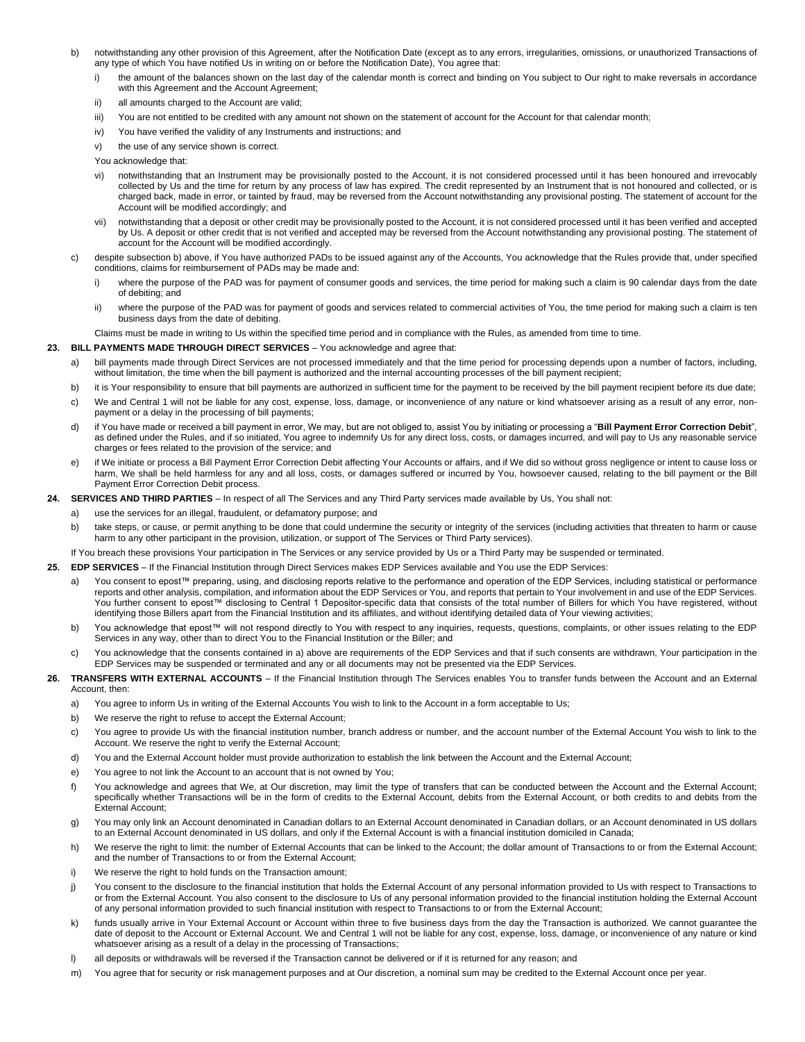b) notwithstanding any other provision of this Agreement, after the Notification Date (except as to any errors, irregularities, omissions, or unauthorized Transactions of any type of which You have notified Us in writing on or before the Notification Date), You agree that:

   i) the amount of the balances shown on the last day of the calendar month is correct and binding on You subject to Our right to make reversals in accordance with this Agreement and the Account Agreement;

   ii) all amounts charged to the Account are valid;

   iii) You are not entitled to be credited with any amount not shown on the statement of account for the Account for that calendar month;

   iv) You have verified the validity of any Instruments and instructions; and

   v) the use of any service shown is correct.

   You acknowledge that:

   vi) notwithstanding that an Instrument may be provisionally posted to the Account, it is not considered processed until it has been honoured and irrevocably collected by Us and the time for return by any process of law has expired. The credit represented by an Instrument that is not honoured and collected, or is charged back, made in error, or tainted by fraud, may be reversed from the Account notwithstanding any provisional posting. The statement of account for the Account will be modified accordingly; and

   vii) notwithstanding that a deposit or other credit may be provisionally posted to the Account, it is not considered processed until it has been verified and accepted by Us. A deposit or other credit that is not verified and accepted may be reversed from the Account notwithstanding any provisional posting. The statement of account for the Account will be modified accordingly.

c) despite subsection b) above, if You have authorized PADs to be issued against any of the Accounts, You acknowledge that the Rules provide that, under specified conditions, claims for reimbursement of PADs may be made and:

   i) where the purpose of the PAD was for payment of consumer goods and services, the time period for making such a claim is 90 calendar days from the date of debiting; and

   ii) where the purpose of the PAD was for payment of goods and services related to commercial activities of You, the time period for making such a claim is ten business days from the date of debiting.

   Claims must be made in writing to Us within the specified time period and in compliance with the Rules, as amended from time to time.

**23. BILL PAYMENTS MADE THROUGH DIRECT SERVICES** – You acknowledge and agree that:

a) bill payments made through Direct Services are not processed immediately and that the time period for processing depends upon a number of factors, including, without limitation, the time when the bill payment is authorized and the internal accounting processes of the bill payment recipient;

b) it is Your responsibility to ensure that bill payments are authorized in sufficient time for the payment to be received by the bill payment recipient before its due date;

c) We and Central 1 will not be liable for any cost, expense, loss, damage, or inconvenience of any nature or kind whatsoever arising as a result of any error, non-payment or a delay in the processing of bill payments;

d) if You have made or received a bill payment in error, We may, but are not obliged to, assist You by initiating or processing a "**Bill Payment Error Correction Debit**", as defined under the Rules, and if so initiated, You agree to indemnify Us for any direct loss, costs, or damages incurred, and will pay to Us any reasonable service charges or fees related to the provision of the service; and

e) if We initiate or process a Bill Payment Error Correction Debit affecting Your Accounts or affairs, and if We did so without gross negligence or intent to cause loss or harm, We shall be held harmless for any and all loss, costs, or damages suffered or incurred by You, howsoever caused, relating to the bill payment or the Bill Payment Error Correction Debit process.

**24. SERVICES AND THIRD PARTIES** – In respect of all The Services and any Third Party services made available by Us, You shall not:

a) use the services for an illegal, fraudulent, or defamatory purpose; and

b) take steps, or cause, or permit anything to be done that could undermine the security or integrity of the services (including activities that threaten to harm or cause harm to any other participant in the provision, utilization, or support of The Services or Third Party services).

If You breach these provisions Your participation in The Services or any service provided by Us or a Third Party may be suspended or terminated.

**25. EDP SERVICES** – If the Financial Institution through Direct Services makes EDP Services available and You use the EDP Services:

a) You consent to epost™ preparing, using, and disclosing reports relative to the performance and operation of the EDP Services, including statistical or performance reports and other analysis, compilation, and information about the EDP Services or You, and reports that pertain to Your involvement in and use of the EDP Services. You further consent to epost™ disclosing to Central 1 Depositor-specific data that consists of the total number of Billers for which You have registered, without identifying those Billers apart from the Financial Institution and its affiliates, and without identifying detailed data of Your viewing activities;

b) You acknowledge that epost™ will not respond directly to You with respect to any inquiries, requests, questions, complaints, or other issues relating to the EDP Services in any way, other than to direct You to the Financial Institution or the Biller; and

c) You acknowledge that the consents contained in a) above are requirements of the EDP Services and that if such consents are withdrawn, Your participation in the EDP Services may be suspended or terminated and any or all documents may not be presented via the EDP Services.

**26. TRANSFERS WITH EXTERNAL ACCOUNTS** – If the Financial Institution through The Services enables You to transfer funds between the Account and an External Account, then:

a) You agree to inform Us in writing of the External Accounts You wish to link to the Account in a form acceptable to Us;

b) We reserve the right to refuse to accept the External Account;

c) You agree to provide Us with the financial institution number, branch address or number, and the account number of the External Account You wish to link to the Account. We reserve the right to verify the External Account;

d) You and the External Account holder must provide authorization to establish the link between the Account and the External Account;

e) You agree to not link the Account to an account that is not owned by You;

f) You acknowledge and agrees that We, at Our discretion, may limit the type of transfers that can be conducted between the Account and the External Account; specifically whether Transactions will be in the form of credits to the External Account, debits from the External Account, or both credits to and debits from the External Account;

g) You may only link an Account denominated in Canadian dollars to an External Account denominated in Canadian dollars, or an Account denominated in US dollars to an External Account denominated in US dollars, and only if the External Account is with a financial institution domiciled in Canada;

h) We reserve the right to limit: the number of External Accounts that can be linked to the Account; the dollar amount of Transactions to or from the External Account; and the number of Transactions to or from the External Account;

i) We reserve the right to hold funds on the Transaction amount;

j) You consent to the disclosure to the financial institution that holds the External Account of any personal information provided to Us with respect to Transactions to or from the External Account. You also consent to the disclosure to Us of any personal information provided to the financial institution holding the External Account of any personal information provided to such financial institution with respect to Transactions to or from the External Account;

k) funds usually arrive in Your External Account or Account within three to five business days from the day the Transaction is authorized. We cannot guarantee the date of deposit to the Account or External Account. We and Central 1 will not be liable for any cost, expense, loss, damage, or inconvenience of any nature or kind whatsoever arising as a result of a delay in the processing of Transactions;

l) all deposits or withdrawals will be reversed if the Transaction cannot be delivered or if it is returned for any reason; and

m) You agree that for security or risk management purposes and at Our discretion, a nominal sum may be credited to the External Account once per year.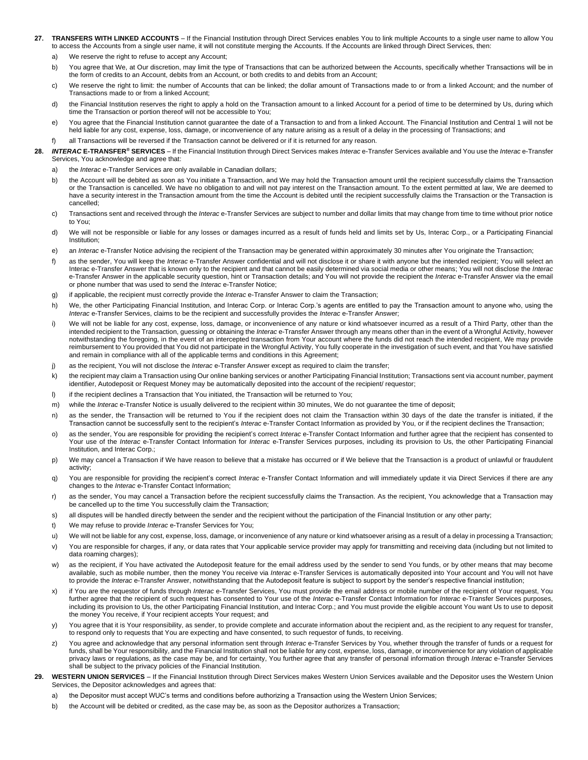**27. TRANSFERS WITH LINKED ACCOUNTS** – If the Financial Institution through Direct Services enables You to link multiple Accounts to a single user name to allow You to access the Accounts from a single user name, it will not constitute merging the Accounts. If the Accounts are linked through Direct Services, then:

a) We reserve the right to refuse to accept any Account;

b) You agree that We, at Our discretion, may limit the type of Transactions that can be authorized between the Accounts, specifically whether Transactions will be in the form of credits to an Account, debits from an Account, or both credits to and debits from an Account;

c) We reserve the right to limit: the number of Accounts that can be linked; the dollar amount of Transactions made to or from a linked Account; and the number of Transactions made to or from a linked Account;

d) the Financial Institution reserves the right to apply a hold on the Transaction amount to a linked Account for a period of time to be determined by Us, during which time the Transaction or portion thereof will not be accessible to You;

e) You agree that the Financial Institution cannot guarantee the date of a Transaction to and from a linked Account. The Financial Institution and Central 1 will not be held liable for any cost, expense, loss, damage, or inconvenience of any nature arising as a result of a delay in the processing of Transactions; and

f) all Transactions will be reversed if the Transaction cannot be delivered or if it is returned for any reason.

**28. *INTERAC* E-TRANSFER® SERVICES** – If the Financial Institution through Direct Services makes *Interac* e-Transfer Services available and You use the *Interac* e-Transfer Services, You acknowledge and agree that:

a) the *Interac* e-Transfer Services are only available in Canadian dollars;

b) the Account will be debited as soon as You initiate a Transaction, and We may hold the Transaction amount until the recipient successfully claims the Transaction or the Transaction is cancelled. We have no obligation to and will not pay interest on the Transaction amount. To the extent permitted at law, We are deemed to have a security interest in the Transaction amount from the time the Account is debited until the recipient successfully claims the Transaction or the Transaction is cancelled;

c) Transactions sent and received through the *Interac* e-Transfer Services are subject to number and dollar limits that may change from time to time without prior notice to You;

d) We will not be responsible or liable for any losses or damages incurred as a result of funds held and limits set by Us, Interac Corp., or a Participating Financial Institution;

e) an *Interac* e-Transfer Notice advising the recipient of the Transaction may be generated within approximately 30 minutes after You originate the Transaction;

f) as the sender, You will keep the *Interac* e-Transfer Answer confidential and will not disclose it or share it with anyone but the intended recipient; You will select an Interac e-Transfer Answer that is known only to the recipient and that cannot be easily determined via social media or other means; You will not disclose the *Interac* e-Transfer Answer in the applicable security question, hint or Transaction details; and You will not provide the recipient the *Interac* e-Transfer Answer via the email or phone number that was used to send the *Interac* e-Transfer Notice;

g) if applicable, the recipient must correctly provide the *Interac* e-Transfer Answer to claim the Transaction;

h) We, the other Participating Financial Institution, and Interac Corp. or Interac Corp.'s agents are entitled to pay the Transaction amount to anyone who, using the *Interac* e-Transfer Services, claims to be the recipient and successfully provides the *Interac* e-Transfer Answer;

i) We will not be liable for any cost, expense, loss, damage, or inconvenience of any nature or kind whatsoever incurred as a result of a Third Party, other than the intended recipient to the Transaction, guessing or obtaining the *Interac* e-Transfer Answer through any means other than in the event of a Wrongful Activity, however notwithstanding the foregoing, in the event of an intercepted transaction from Your account where the funds did not reach the intended recipient, We may provide reimbursement to You provided that You did not participate in the Wrongful Activity, You fully cooperate in the investigation of such event, and that You have satisfied and remain in compliance with all of the applicable terms and conditions in this Agreement;

j) as the recipient, You will not disclose the *Interac* e-Transfer Answer except as required to claim the transfer;

k) the recipient may claim a Transaction using Our online banking services or another Participating Financial Institution; Transactions sent via account number, payment identifier, Autodeposit or Request Money may be automatically deposited into the account of the recipient/ requestor;

l) if the recipient declines a Transaction that You initiated, the Transaction will be returned to You;

m) while the *Interac* e-Transfer Notice is usually delivered to the recipient within 30 minutes, We do not guarantee the time of deposit;

n) as the sender, the Transaction will be returned to You if the recipient does not claim the Transaction within 30 days of the date the transfer is initiated, if the Transaction cannot be successfully sent to the recipient's *Interac* e-Transfer Contact Information as provided by You, or if the recipient declines the Transaction;

o) as the sender, You are responsible for providing the recipient's correct *Interac* e-Transfer Contact Information and further agree that the recipient has consented to Your use of the *Interac* e-Transfer Contact Information for *Interac* e-Transfer Services purposes, including its provision to Us, the other Participating Financial Institution, and Interac Corp.;

p) We may cancel a Transaction if We have reason to believe that a mistake has occurred or if We believe that the Transaction is a product of unlawful or fraudulent activity;

q) You are responsible for providing the recipient's correct *Interac* e-Transfer Contact Information and will immediately update it via Direct Services if there are any changes to the *Interac* e-Transfer Contact Information;

r) as the sender, You may cancel a Transaction before the recipient successfully claims the Transaction. As the recipient, You acknowledge that a Transaction may be cancelled up to the time You successfully claim the Transaction;

s) all disputes will be handled directly between the sender and the recipient without the participation of the Financial Institution or any other party;

t) We may refuse to provide *Interac* e-Transfer Services for You;

u) We will not be liable for any cost, expense, loss, damage, or inconvenience of any nature or kind whatsoever arising as a result of a delay in processing a Transaction;

v) You are responsible for charges, if any, or data rates that Your applicable service provider may apply for transmitting and receiving data (including but not limited to data roaming charges);

w) as the recipient, if You have activated the Autodeposit feature for the email address used by the sender to send You funds, or by other means that may become available, such as mobile number, then the money You receive via *Interac* e-Transfer Services is automatically deposited into Your account and You will not have to provide the *Interac* e-Transfer Answer, notwithstanding that the Autodeposit feature is subject to support by the sender's respective financial institution;

x) if You are the requestor of funds through *Interac* e-Transfer Services, You must provide the email address or mobile number of the recipient of Your request, You further agree that the recipient of such request has consented to Your use of the *Interac* e-Transfer Contact Information for *Interac* e-Transfer Services purposes, including its provision to Us, the other Participating Financial Institution, and Interac Corp.; and You must provide the eligible account You want Us to use to deposit the money You receive, if Your recipient accepts Your request; and

y) You agree that it is Your responsibility, as sender, to provide complete and accurate information about the recipient and, as the recipient to any request for transfer, to respond only to requests that You are expecting and have consented, to such requestor of funds, to receiving.

z) You agree and acknowledge that any personal information sent through *Interac* e-Transfer Services by You, whether through the transfer of funds or a request for funds, shall be Your responsibility, and the Financial Institution shall not be liable for any cost, expense, loss, damage, or inconvenience for any violation of applicable privacy laws or regulations, as the case may be, and for certainty, You further agree that any transfer of personal information through *Interac* e-Transfer Services shall be subject to the privacy policies of the Financial Institution.

**29. WESTERN UNION SERVICES** – If the Financial Institution through Direct Services makes Western Union Services available and the Depositor uses the Western Union Services, the Depositor acknowledges and agrees that:

a) the Depositor must accept WUC's terms and conditions before authorizing a Transaction using the Western Union Services;

b) the Account will be debited or credited, as the case may be, as soon as the Depositor authorizes a Transaction;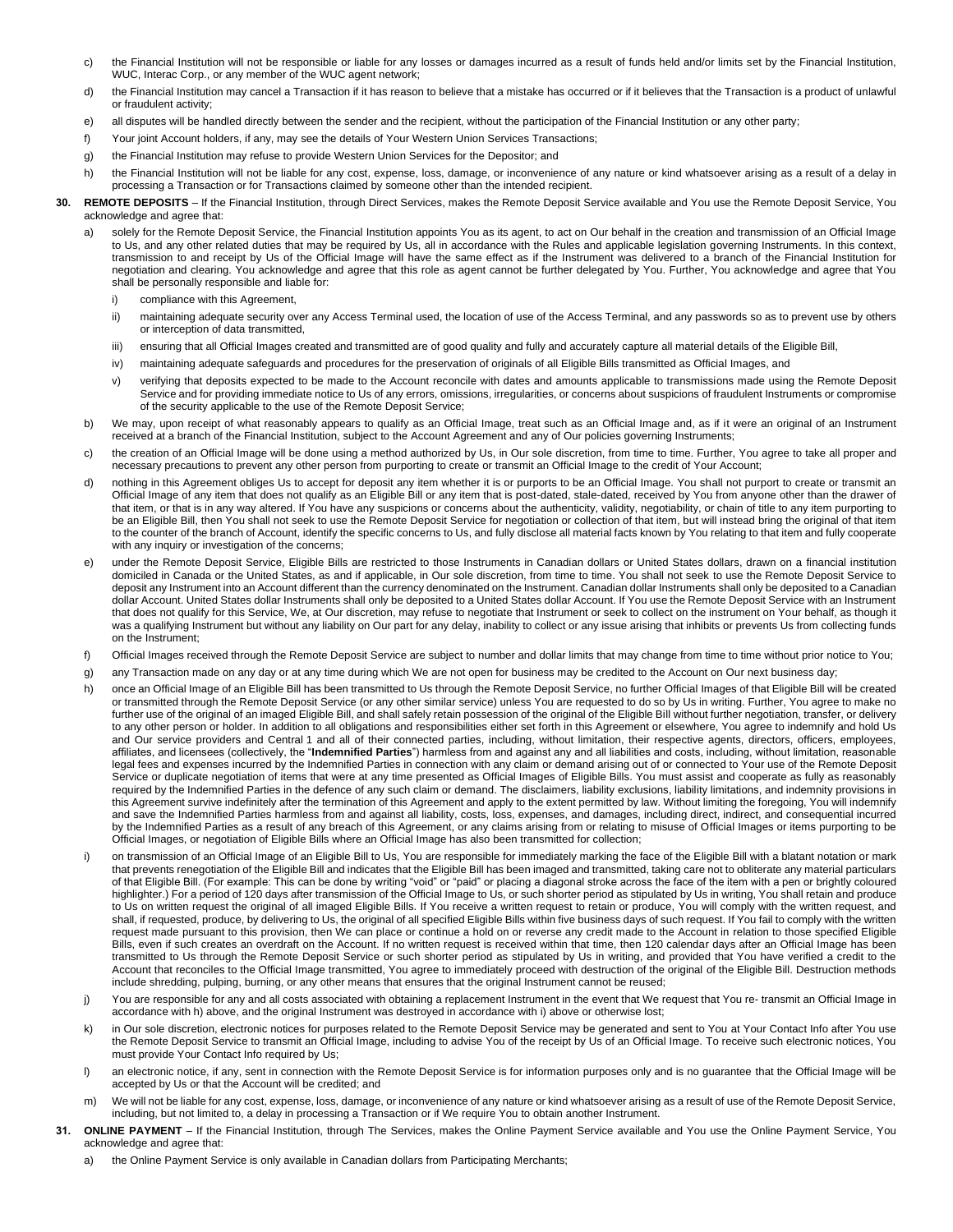c) the Financial Institution will not be responsible or liable for any losses or damages incurred as a result of funds held and/or limits set by the Financial Institution, WUC, Interac Corp., or any member of the WUC agent network;

d) the Financial Institution may cancel a Transaction if it has reason to believe that a mistake has occurred or if it believes that the Transaction is a product of unlawful or fraudulent activity;

e) all disputes will be handled directly between the sender and the recipient, without the participation of the Financial Institution or any other party;

f) Your joint Account holders, if any, may see the details of Your Western Union Services Transactions;

g) the Financial Institution may refuse to provide Western Union Services for the Depositor; and

h) the Financial Institution will not be liable for any cost, expense, loss, damage, or inconvenience of any nature or kind whatsoever arising as a result of a delay in processing a Transaction or for Transactions claimed by someone other than the intended recipient.

**30. REMOTE DEPOSITS** – If the Financial Institution, through Direct Services, makes the Remote Deposit Service available and You use the Remote Deposit Service, You acknowledge and agree that:

a) solely for the Remote Deposit Service, the Financial Institution appoints You as its agent, to act on Our behalf in the creation and transmission of an Official Image to Us, and any other related duties that may be required by Us, all in accordance with the Rules and applicable legislation governing Instruments. In this context, transmission to and receipt by Us of the Official Image will have the same effect as if the Instrument was delivered to a branch of the Financial Institution for negotiation and clearing. You acknowledge and agree that this role as agent cannot be further delegated by You. Further, You acknowledge and agree that You shall be personally responsible and liable for:

   i) compliance with this Agreement,

   ii) maintaining adequate security over any Access Terminal used, the location of use of the Access Terminal, and any passwords so as to prevent use by others or interception of data transmitted,

   iii) ensuring that all Official Images created and transmitted are of good quality and fully and accurately capture all material details of the Eligible Bill,

   iv) maintaining adequate safeguards and procedures for the preservation of originals of all Eligible Bills transmitted as Official Images, and

   v) verifying that deposits expected to be made to the Account reconcile with dates and amounts applicable to transmissions made using the Remote Deposit Service and for providing immediate notice to Us of any errors, omissions, irregularities, or concerns about suspicions of fraudulent Instruments or compromise of the security applicable to the use of the Remote Deposit Service;

b) We may, upon receipt of what reasonably appears to qualify as an Official Image, treat such as an Official Image and, as if it were an original of an Instrument received at a branch of the Financial Institution, subject to the Account Agreement and any of Our policies governing Instruments;

c) the creation of an Official Image will be done using a method authorized by Us, in Our sole discretion, from time to time. Further, You agree to take all proper and necessary precautions to prevent any other person from purporting to create or transmit an Official Image to the credit of Your Account;

d) nothing in this Agreement obliges Us to accept for deposit any item whether it is or purports to be an Official Image. You shall not purport to create or transmit an Official Image of any item that does not qualify as an Eligible Bill or any item that is post-dated, stale-dated, received by You from anyone other than the drawer of that item, or that is in any way altered. If You have any suspicions or concerns about the authenticity, validity, negotiability, or chain of title to any item purporting to be an Eligible Bill, then You shall not seek to use the Remote Deposit Service for negotiation or collection of that item, but will instead bring the original of that item to the counter of the branch of Account, identify the specific concerns to Us, and fully disclose all material facts known by You relating to that item and fully cooperate with any inquiry or investigation of the concerns;

e) under the Remote Deposit Service, Eligible Bills are restricted to those Instruments in Canadian dollars or United States dollars, drawn on a financial institution domiciled in Canada or the United States, as and if applicable, in Our sole discretion, from time to time. You shall not seek to use the Remote Deposit Service to deposit any Instrument into an Account different than the currency denominated on the Instrument. Canadian dollar Instruments shall only be deposited to a Canadian dollar Account. United States dollar Instruments shall only be deposited to a United States dollar Account. If You use the Remote Deposit Service with an Instrument that does not qualify for this Service, We, at Our discretion, may refuse to negotiate that Instrument or seek to collect on the instrument on Your behalf, as though it was a qualifying Instrument but without any liability on Our part for any delay, inability to collect or any issue arising that inhibits or prevents Us from collecting funds on the Instrument;

f) Official Images received through the Remote Deposit Service are subject to number and dollar limits that may change from time to time without prior notice to You;

g) any Transaction made on any day or at any time during which We are not open for business may be credited to the Account on Our next business day;

h) once an Official Image of an Eligible Bill has been transmitted to Us through the Remote Deposit Service, no further Official Images of that Eligible Bill will be created or transmitted through the Remote Deposit Service (or any other similar service) unless You are requested to do so by Us in writing. Further, You agree to make no further use of the original of an imaged Eligible Bill, and shall safely retain possession of the original of the Eligible Bill without further negotiation, transfer, or delivery to any other person or holder. In addition to all obligations and responsibilities either set forth in this Agreement or elsewhere, You agree to indemnify and hold Us and Our service providers and Central 1 and all of their connected parties, including, without limitation, their respective agents, directors, officers, employees, affiliates, and licensees (collectively, the "**Indemnified Parties**") harmless from and against any and all liabilities and costs, including, without limitation, reasonable legal fees and expenses incurred by the Indemnified Parties in connection with any claim or demand arising out of or connected to Your use of the Remote Deposit Service or duplicate negotiation of items that were at any time presented as Official Images of Eligible Bills. You must assist and cooperate as fully as reasonably required by the Indemnified Parties in the defence of any such claim or demand. The disclaimers, liability exclusions, liability limitations, and indemnity provisions in this Agreement survive indefinitely after the termination of this Agreement and apply to the extent permitted by law. Without limiting the foregoing, You will indemnify and save the Indemnified Parties harmless from and against all liability, costs, loss, expenses, and damages, including direct, indirect, and consequential incurred by the Indemnified Parties as a result of any breach of this Agreement, or any claims arising from or relating to misuse of Official Images or items purporting to be Official Images, or negotiation of Eligible Bills where an Official Image has also been transmitted for collection;

i) on transmission of an Official Image of an Eligible Bill to Us, You are responsible for immediately marking the face of the Eligible Bill with a blatant notation or mark that prevents renegotiation of the Eligible Bill and indicates that the Eligible Bill has been imaged and transmitted, taking care not to obliterate any material particulars of that Eligible Bill. (For example: This can be done by writing "void" or "paid" or placing a diagonal stroke across the face of the item with a pen or brightly coloured highlighter.) For a period of 120 days after transmission of the Official Image to Us, or such shorter period as stipulated by Us in writing, You shall retain and produce to Us on written request the original of all imaged Eligible Bills. If You receive a written request to retain or produce, You will comply with the written request, and shall, if requested, produce, by delivering to Us, the original of all specified Eligible Bills within five business days of such request. If You fail to comply with the written request made pursuant to this provision, then We can place or continue a hold on or reverse any credit made to the Account in relation to those specified Eligible Bills, even if such creates an overdraft on the Account. If no written request is received within that time, then 120 calendar days after an Official Image has been transmitted to Us through the Remote Deposit Service or such shorter period as stipulated by Us in writing, and provided that You have verified a credit to the Account that reconciles to the Official Image transmitted, You agree to immediately proceed with destruction of the original of the Eligible Bill. Destruction methods include shredding, pulping, burning, or any other means that ensures that the original Instrument cannot be reused;

j) You are responsible for any and all costs associated with obtaining a replacement Instrument in the event that We request that You re- transmit an Official Image in accordance with h) above, and the original Instrument was destroyed in accordance with i) above or otherwise lost;

k) in Our sole discretion, electronic notices for purposes related to the Remote Deposit Service may be generated and sent to You at Your Contact Info after You use the Remote Deposit Service to transmit an Official Image, including to advise You of the receipt by Us of an Official Image. To receive such electronic notices, You must provide Your Contact Info required by Us;

l) an electronic notice, if any, sent in connection with the Remote Deposit Service is for information purposes only and is no guarantee that the Official Image will be accepted by Us or that the Account will be credited; and

m) We will not be liable for any cost, expense, loss, damage, or inconvenience of any nature or kind whatsoever arising as a result of use of the Remote Deposit Service, including, but not limited to, a delay in processing a Transaction or if We require You to obtain another Instrument.

**31. ONLINE PAYMENT** – If the Financial Institution, through The Services, makes the Online Payment Service available and You use the Online Payment Service, You acknowledge and agree that:

a) the Online Payment Service is only available in Canadian dollars from Participating Merchants;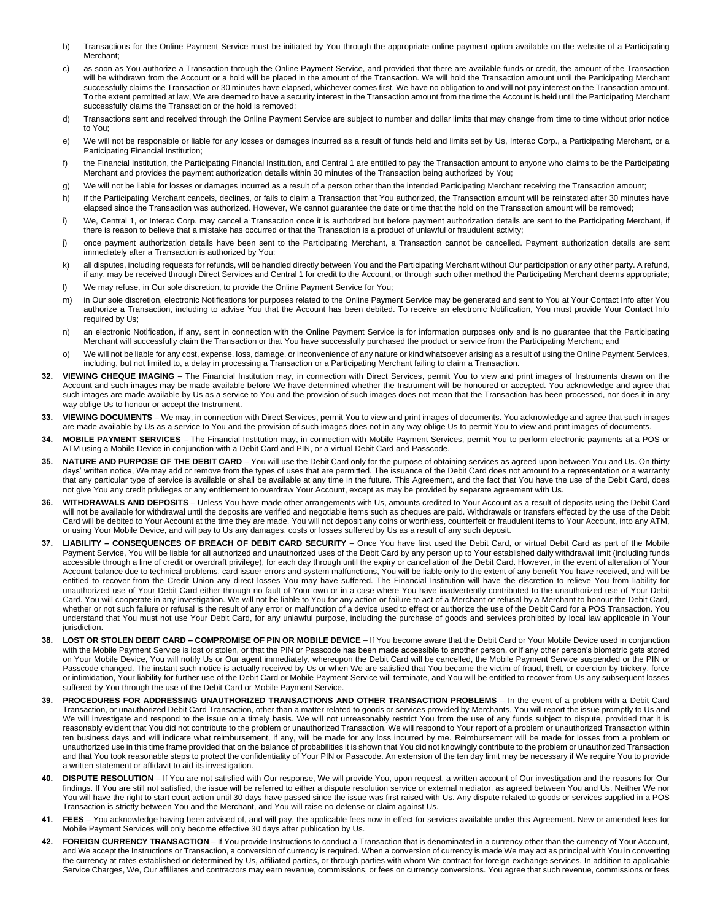b) Transactions for the Online Payment Service must be initiated by You through the appropriate online payment option available on the website of a Participating Merchant;

c) as soon as You authorize a Transaction through the Online Payment Service, and provided that there are available funds or credit, the amount of the Transaction will be withdrawn from the Account or a hold will be placed in the amount of the Transaction. We will hold the Transaction amount until the Participating Merchant successfully claims the Transaction or 30 minutes have elapsed, whichever comes first. We have no obligation to and will not pay interest on the Transaction amount. To the extent permitted at law, We are deemed to have a security interest in the Transaction amount from the time the Account is held until the Participating Merchant successfully claims the Transaction or the hold is removed;

d) Transactions sent and received through the Online Payment Service are subject to number and dollar limits that may change from time to time without prior notice to You;

e) We will not be responsible or liable for any losses or damages incurred as a result of funds held and limits set by Us, Interac Corp., a Participating Merchant, or a Participating Financial Institution;

f) the Financial Institution, the Participating Financial Institution, and Central 1 are entitled to pay the Transaction amount to anyone who claims to be the Participating Merchant and provides the payment authorization details within 30 minutes of the Transaction being authorized by You;

g) We will not be liable for losses or damages incurred as a result of a person other than the intended Participating Merchant receiving the Transaction amount;

h) if the Participating Merchant cancels, declines, or fails to claim a Transaction that You authorized, the Transaction amount will be reinstated after 30 minutes have elapsed since the Transaction was authorized. However, We cannot guarantee the date or time that the hold on the Transaction amount will be removed;

i) We, Central 1, or Interac Corp. may cancel a Transaction once it is authorized but before payment authorization details are sent to the Participating Merchant, if there is reason to believe that a mistake has occurred or that the Transaction is a product of unlawful or fraudulent activity;

j) once payment authorization details have been sent to the Participating Merchant, a Transaction cannot be cancelled. Payment authorization details are sent immediately after a Transaction is authorized by You;

k) all disputes, including requests for refunds, will be handled directly between You and the Participating Merchant without Our participation or any other party. A refund, if any, may be received through Direct Services and Central 1 for credit to the Account, or through such other method the Participating Merchant deems appropriate;

l) We may refuse, in Our sole discretion, to provide the Online Payment Service for You;

m) in Our sole discretion, electronic Notifications for purposes related to the Online Payment Service may be generated and sent to You at Your Contact Info after You authorize a Transaction, including to advise You that the Account has been debited. To receive an electronic Notification, You must provide Your Contact Info required by Us;

n) an electronic Notification, if any, sent in connection with the Online Payment Service is for information purposes only and is no guarantee that the Participating Merchant will successfully claim the Transaction or that You have successfully purchased the product or service from the Participating Merchant; and

o) We will not be liable for any cost, expense, loss, damage, or inconvenience of any nature or kind whatsoever arising as a result of using the Online Payment Services, including, but not limited to, a delay in processing a Transaction or a Participating Merchant failing to claim a Transaction.

**32. VIEWING CHEQUE IMAGING** – The Financial Institution may, in connection with Direct Services, permit You to view and print images of Instruments drawn on the Account and such images may be made available before We have determined whether the Instrument will be honoured or accepted. You acknowledge and agree that such images are made available by Us as a service to You and the provision of such images does not mean that the Transaction has been processed, nor does it in any way oblige Us to honour or accept the Instrument.

**33. VIEWING DOCUMENTS** – We may, in connection with Direct Services, permit You to view and print images of documents. You acknowledge and agree that such images are made available by Us as a service to You and the provision of such images does not in any way oblige Us to permit You to view and print images of documents.

**34. MOBILE PAYMENT SERVICES** – The Financial Institution may, in connection with Mobile Payment Services, permit You to perform electronic payments at a POS or ATM using a Mobile Device in conjunction with a Debit Card and PIN, or a virtual Debit Card and Passcode.

**35. NATURE AND PURPOSE OF THE DEBIT CARD** – You will use the Debit Card only for the purpose of obtaining services as agreed upon between You and Us. On thirty days' written notice, We may add or remove from the types of uses that are permitted. The issuance of the Debit Card does not amount to a representation or a warranty that any particular type of service is available or shall be available at any time in the future. This Agreement, and the fact that You have the use of the Debit Card, does not give You any credit privileges or any entitlement to overdraw Your Account, except as may be provided by separate agreement with Us.

**36. WITHDRAWALS AND DEPOSITS** – Unless You have made other arrangements with Us, amounts credited to Your Account as a result of deposits using the Debit Card will not be available for withdrawal until the deposits are verified and negotiable items such as cheques are paid. Withdrawals or transfers effected by the use of the Debit Card will be debited to Your Account at the time they are made. You will not deposit any coins or worthless, counterfeit or fraudulent items to Your Account, into any ATM, or using Your Mobile Device, and will pay to Us any damages, costs or losses suffered by Us as a result of any such deposit.

**37. LIABILITY – CONSEQUENCES OF BREACH OF DEBIT CARD SECURITY** – Once You have first used the Debit Card, or virtual Debit Card as part of the Mobile Payment Service, You will be liable for all authorized and unauthorized uses of the Debit Card by any person up to Your established daily withdrawal limit (including funds accessible through a line of credit or overdraft privilege), for each day through until the expiry or cancellation of the Debit Card. However, in the event of alteration of Your Account balance due to technical problems, card issuer errors and system malfunctions, You will be liable only to the extent of any benefit You have received, and will be entitled to recover from the Credit Union any direct losses You may have suffered. The Financial Institution will have the discretion to relieve You from liability for unauthorized use of Your Debit Card either through no fault of Your own or in a case where You have inadvertently contributed to the unauthorized use of Your Debit Card. You will cooperate in any investigation. We will not be liable to You for any action or failure to act of a Merchant or refusal by a Merchant to honour the Debit Card, whether or not such failure or refusal is the result of any error or malfunction of a device used to effect or authorize the use of the Debit Card for a POS Transaction. You understand that You must not use Your Debit Card, for any unlawful purpose, including the purchase of goods and services prohibited by local law applicable in Your jurisdiction.

**38. LOST OR STOLEN DEBIT CARD – COMPROMISE OF PIN OR MOBILE DEVICE** – If You become aware that the Debit Card or Your Mobile Device used in conjunction with the Mobile Payment Service is lost or stolen, or that the PIN or Passcode has been made accessible to another person, or if any other person's biometric gets stored on Your Mobile Device, You will notify Us or Our agent immediately, whereupon the Debit Card will be cancelled, the Mobile Payment Service suspended or the PIN or Passcode changed. The instant such notice is actually received by Us or when We are satisfied that You became the victim of fraud, theft, or coercion by trickery, force or intimidation, Your liability for further use of the Debit Card or Mobile Payment Service will terminate, and You will be entitled to recover from Us any subsequent losses suffered by You through the use of the Debit Card or Mobile Payment Service.

**39. PROCEDURES FOR ADDRESSING UNAUTHORIZED TRANSACTIONS AND OTHER TRANSACTION PROBLEMS** – In the event of a problem with a Debit Card Transaction, or unauthorized Debit Card Transaction, other than a matter related to goods or services provided by Merchants, You will report the issue promptly to Us and We will investigate and respond to the issue on a timely basis. We will not unreasonably restrict You from the use of any funds subject to dispute, provided that it is reasonably evident that You did not contribute to the problem or unauthorized Transaction. We will respond to Your report of a problem or unauthorized Transaction within ten business days and will indicate what reimbursement, if any, will be made for any loss incurred by me. Reimbursement will be made for losses from a problem or unauthorized use in this time frame provided that on the balance of probabilities it is shown that You did not knowingly contribute to the problem or unauthorized Transaction and that You took reasonable steps to protect the confidentiality of Your PIN or Passcode. An extension of the ten day limit may be necessary if We require You to provide a written statement or affidavit to aid its investigation.

**40. DISPUTE RESOLUTION** – If You are not satisfied with Our response, We will provide You, upon request, a written account of Our investigation and the reasons for Our findings. If You are still not satisfied, the issue will be referred to either a dispute resolution service or external mediator, as agreed between You and Us. Neither We nor You will have the right to start court action until 30 days have passed since the issue was first raised with Us. Any dispute related to goods or services supplied in a POS Transaction is strictly between You and the Merchant, and You will raise no defense or claim against Us.

**41. FEES** – You acknowledge having been advised of, and will pay, the applicable fees now in effect for services available under this Agreement. New or amended fees for Mobile Payment Services will only become effective 30 days after publication by Us.

**42. FOREIGN CURRENCY TRANSACTION** – If You provide Instructions to conduct a Transaction that is denominated in a currency other than the currency of Your Account, and We accept the Instructions or Transaction, a conversion of currency is required. When a conversion of currency is made We may act as principal with You in converting the currency at rates established or determined by Us, affiliated parties, or through parties with whom We contract for foreign exchange services. In addition to applicable Service Charges, We, Our affiliates and contractors may earn revenue, commissions, or fees on currency conversions. You agree that such revenue, commissions or fees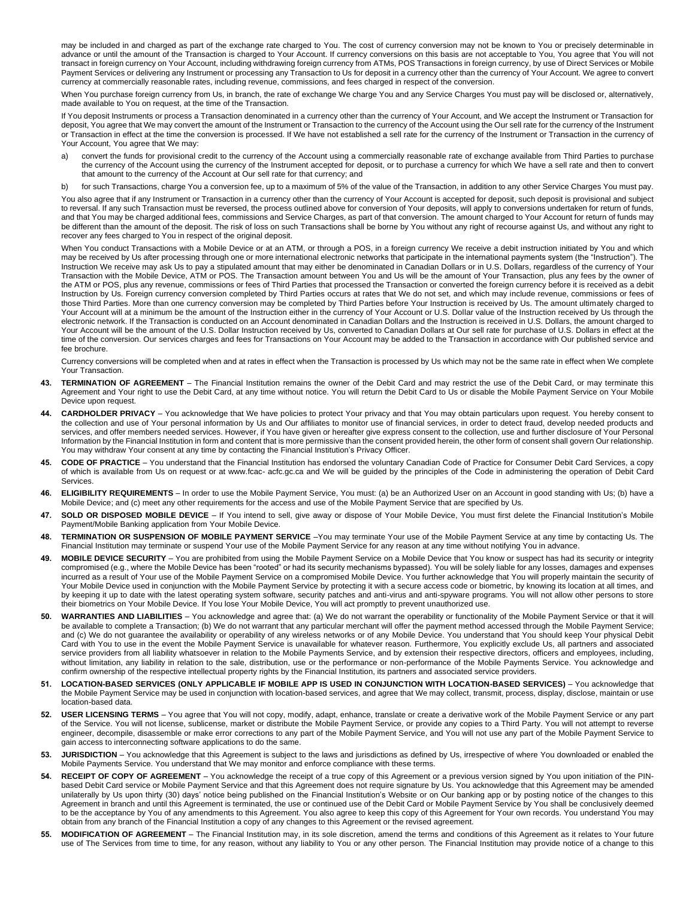may be included in and charged as part of the exchange rate charged to You. The cost of currency conversion may not be known to You or precisely determinable in advance or until the amount of the Transaction is charged to Your Account. If currency conversions on this basis are not acceptable to You, You agree that You will not transact in foreign currency on Your Account, including withdrawing foreign currency from ATMs, POS Transactions in foreign currency, by use of Direct Services or Mobile Payment Services or delivering any Instrument or processing any Transaction to Us for deposit in a currency other than the currency of Your Account. We agree to convert currency at commercially reasonable rates, including revenue, commissions, and fees charged in respect of the conversion.

When You purchase foreign currency from Us, in branch, the rate of exchange We charge You and any Service Charges You must pay will be disclosed or, alternatively, made available to You on request, at the time of the Transaction.

If You deposit Instruments or process a Transaction denominated in a currency other than the currency of Your Account, and We accept the Instrument or Transaction for deposit, You agree that We may convert the amount of the Instrument or Transaction to the currency of the Account using the Our sell rate for the currency of the Instrument or Transaction in effect at the time the conversion is processed. If We have not established a sell rate for the currency of the Instrument or Transaction in the currency of Your Account, You agree that We may:

a) convert the funds for provisional credit to the currency of the Account using a commercially reasonable rate of exchange available from Third Parties to purchase the currency of the Account using the currency of the Instrument accepted for deposit, or to purchase a currency for which We have a sell rate and then to convert that amount to the currency of the Account at Our sell rate for that currency; and

b) for such Transactions, charge You a conversion fee, up to a maximum of 5% of the value of the Transaction, in addition to any other Service Charges You must pay.

You also agree that if any Instrument or Transaction in a currency other than the currency of Your Account is accepted for deposit, such deposit is provisional and subject to reversal. If any such Transaction must be reversed, the process outlined above for conversion of Your deposits, will apply to conversions undertaken for return of funds, and that You may be charged additional fees, commissions and Service Charges, as part of that conversion. The amount charged to Your Account for return of funds may be different than the amount of the deposit. The risk of loss on such Transactions shall be borne by You without any right of recourse against Us, and without any right to recover any fees charged to You in respect of the original deposit.

When You conduct Transactions with a Mobile Device or at an ATM, or through a POS, in a foreign currency We receive a debit instruction initiated by You and which may be received by Us after processing through one or more international electronic networks that participate in the international payments system (the "Instruction"). The Instruction We receive may ask Us to pay a stipulated amount that may either be denominated in Canadian Dollars or in U.S. Dollars, regardless of the currency of Your Transaction with the Mobile Device, ATM or POS. The Transaction amount between You and Us will be the amount of Your Transaction, plus any fees by the owner of the ATM or POS, plus any revenue, commissions or fees of Third Parties that processed the Transaction or converted the foreign currency before it is received as a debit Instruction by Us. Foreign currency conversion completed by Third Parties occurs at rates that We do not set, and which may include revenue, commissions or fees of those Third Parties. More than one currency conversion may be completed by Third Parties before Your Instruction is received by Us. The amount ultimately charged to Your Account will at a minimum be the amount of the Instruction either in the currency of Your Account or U.S. Dollar value of the Instruction received by Us through the electronic network. If the Transaction is conducted on an Account denominated in Canadian Dollars and the Instruction is received in U.S. Dollars, the amount charged to Your Account will be the amount of the U.S. Dollar Instruction received by Us, converted to Canadian Dollars at Our sell rate for purchase of U.S. Dollars in effect at the time of the conversion. Our services charges and fees for Transactions on Your Account may be added to the Transaction in accordance with Our published service and fee brochure.

Currency conversions will be completed when and at rates in effect when the Transaction is processed by Us which may not be the same rate in effect when We complete Your Transaction.

43. **TERMINATION OF AGREEMENT** – The Financial Institution remains the owner of the Debit Card and may restrict the use of the Debit Card, or may terminate this Agreement and Your right to use the Debit Card, at any time without notice. You will return the Debit Card to Us or disable the Mobile Payment Service on Your Mobile Device upon request.

44. **CARDHOLDER PRIVACY** – You acknowledge that We have policies to protect Your privacy and that You may obtain particulars upon request. You hereby consent to the collection and use of Your personal information by Us and Our affiliates to monitor use of financial services, in order to detect fraud, develop needed products and services, and offer members needed services. However, if You have given or hereafter give express consent to the collection, use and further disclosure of Your Personal Information by the Financial Institution in form and content that is more permissive than the consent provided herein, the other form of consent shall govern Our relationship. You may withdraw Your consent at any time by contacting the Financial Institution's Privacy Officer.

45. **CODE OF PRACTICE** – You understand that the Financial Institution has endorsed the voluntary Canadian Code of Practice for Consumer Debit Card Services, a copy of which is available from Us on request or at www.fcac- acfc.gc.ca and We will be guided by the principles of the Code in administering the operation of Debit Card Services.

46. **ELIGIBILITY REQUIREMENTS** – In order to use the Mobile Payment Service, You must: (a) be an Authorized User on an Account in good standing with Us; (b) have a Mobile Device; and (c) meet any other requirements for the access and use of the Mobile Payment Service that are specified by Us.

47. **SOLD OR DISPOSED MOBILE DEVICE** – If You intend to sell, give away or dispose of Your Mobile Device, You must first delete the Financial Institution's Mobile Payment/Mobile Banking application from Your Mobile Device.

48. **TERMINATION OR SUSPENSION OF MOBILE PAYMENT SERVICE** –You may terminate Your use of the Mobile Payment Service at any time by contacting Us. The Financial Institution may terminate or suspend Your use of the Mobile Payment Service for any reason at any time without notifying You in advance.

49. **MOBILE DEVICE SECURITY** – You are prohibited from using the Mobile Payment Service on a Mobile Device that You know or suspect has had its security or integrity compromised (e.g., where the Mobile Device has been "rooted" or had its security mechanisms bypassed). You will be solely liable for any losses, damages and expenses incurred as a result of Your use of the Mobile Payment Service on a compromised Mobile Device. You further acknowledge that You will properly maintain the security of Your Mobile Device used in conjunction with the Mobile Payment Service by protecting it with a secure access code or biometric, by knowing its location at all times, and by keeping it up to date with the latest operating system software, security patches and anti-virus and anti-spyware programs. You will not allow other persons to store their biometrics on Your Mobile Device. If You lose Your Mobile Device, You will act promptly to prevent unauthorized use.

50. **WARRANTIES AND LIABILITIES** – You acknowledge and agree that: (a) We do not warrant the operability or functionality of the Mobile Payment Service or that it will be available to complete a Transaction; (b) We do not warrant that any particular merchant will offer the payment method accessed through the Mobile Payment Service; and (c) We do not guarantee the availability or operability of any wireless networks or of any Mobile Device. You understand that You should keep Your physical Debit Card with You to use in the event the Mobile Payment Service is unavailable for whatever reason. Furthermore, You explicitly exclude Us, all partners and associated service providers from all liability whatsoever in relation to the Mobile Payments Service, and by extension their respective directors, officers and employees, including, without limitation, any liability in relation to the sale, distribution, use or the performance or non-performance of the Mobile Payments Service. You acknowledge and confirm ownership of the respective intellectual property rights by the Financial Institution, its partners and associated service providers.

51. **LOCATION-BASED SERVICES (ONLY APPLICABLE IF MOBILE APP IS USED IN CONJUNCTION WITH LOCATION-BASED SERVICES)** – You acknowledge that the Mobile Payment Service may be used in conjunction with location-based services, and agree that We may collect, transmit, process, display, disclose, maintain or use location-based data.

52. **USER LICENSING TERMS** – You agree that You will not copy, modify, adapt, enhance, translate or create a derivative work of the Mobile Payment Service or any part of the Service. You will not license, sublicense, market or distribute the Mobile Payment Service, or provide any copies to a Third Party. You will not attempt to reverse engineer, decompile, disassemble or make error corrections to any part of the Mobile Payment Service, and You will not use any part of the Mobile Payment Service to gain access to interconnecting software applications to do the same.

53. **JURISDICTION** – You acknowledge that this Agreement is subject to the laws and jurisdictions as defined by Us, irrespective of where You downloaded or enabled the Mobile Payments Service. You understand that We may monitor and enforce compliance with these terms.

54. **RECEIPT OF COPY OF AGREEMENT** – You acknowledge the receipt of a true copy of this Agreement or a previous version signed by You upon initiation of the PIN-based Debit Card service or Mobile Payment Service and that this Agreement does not require signature by Us. You acknowledge that this Agreement may be amended unilaterally by Us upon thirty (30) days' notice being published on the Financial Institution's Website or on Our banking app or by posting notice of the changes to this Agreement in branch and until this Agreement is terminated, the use or continued use of the Debit Card or Mobile Payment Service by You shall be conclusively deemed to be the acceptance by You of any amendments to this Agreement. You also agree to keep this copy of this Agreement for Your own records. You understand You may obtain from any branch of the Financial Institution a copy of any changes to this Agreement or the revised agreement.

55. **MODIFICATION OF AGREEMENT** – The Financial Institution may, in its sole discretion, amend the terms and conditions of this Agreement as it relates to Your future use of The Services from time to time, for any reason, without any liability to You or any other person. The Financial Institution may provide notice of a change to this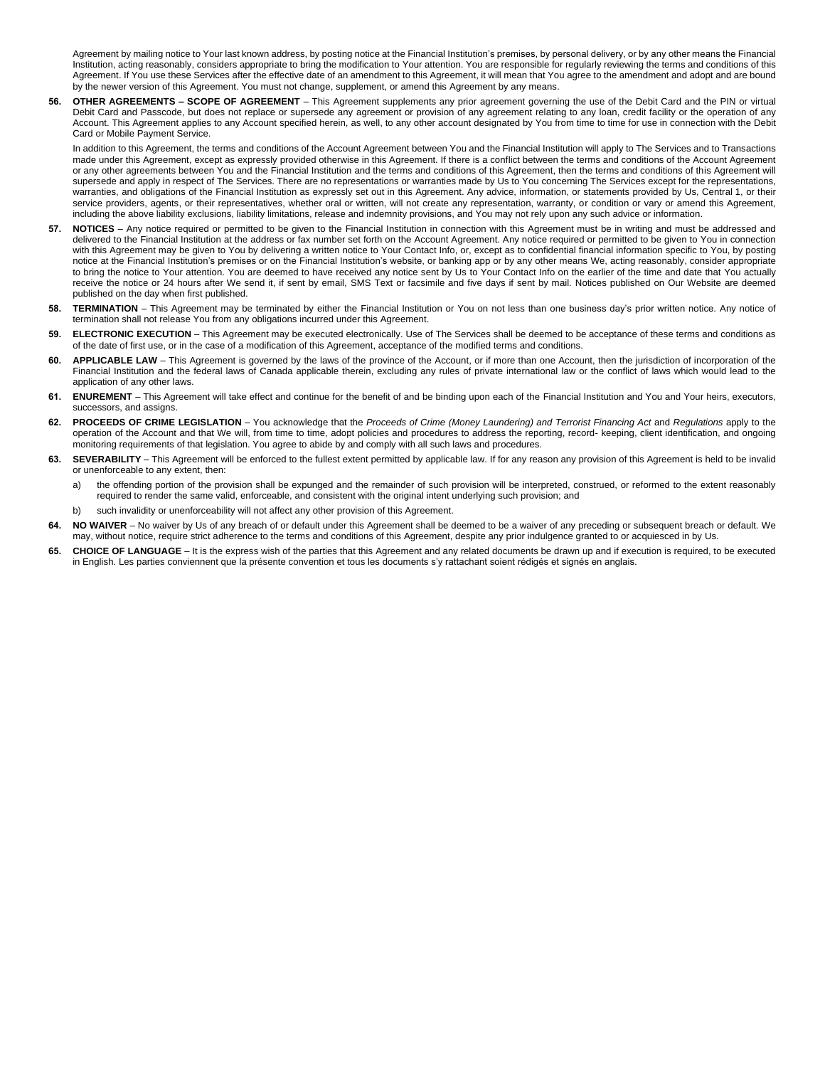Agreement by mailing notice to Your last known address, by posting notice at the Financial Institution's premises, by personal delivery, or by any other means the Financial Institution, acting reasonably, considers appropriate to bring the modification to Your attention. You are responsible for regularly reviewing the terms and conditions of this Agreement. If You use these Services after the effective date of an amendment to this Agreement, it will mean that You agree to the amendment and adopt and are bound by the newer version of this Agreement. You must not change, supplement, or amend this Agreement by any means.

**56. OTHER AGREEMENTS – SCOPE OF AGREEMENT** – This Agreement supplements any prior agreement governing the use of the Debit Card and the PIN or virtual Debit Card and Passcode, but does not replace or supersede any agreement or provision of any agreement relating to any loan, credit facility or the operation of any Account. This Agreement applies to any Account specified herein, as well, to any other account designated by You from time to time for use in connection with the Debit Card or Mobile Payment Service.

In addition to this Agreement, the terms and conditions of the Account Agreement between You and the Financial Institution will apply to The Services and to Transactions made under this Agreement, except as expressly provided otherwise in this Agreement. If there is a conflict between the terms and conditions of the Account Agreement or any other agreements between You and the Financial Institution and the terms and conditions of this Agreement, then the terms and conditions of this Agreement will supersede and apply in respect of The Services. There are no representations or warranties made by Us to You concerning The Services except for the representations, warranties, and obligations of the Financial Institution as expressly set out in this Agreement. Any advice, information, or statements provided by Us, Central 1, or their service providers, agents, or their representatives, whether oral or written, will not create any representation, warranty, or condition or vary or amend this Agreement, including the above liability exclusions, liability limitations, release and indemnity provisions, and You may not rely upon any such advice or information.

**57. NOTICES** – Any notice required or permitted to be given to the Financial Institution in connection with this Agreement must be in writing and must be addressed and delivered to the Financial Institution at the address or fax number set forth on the Account Agreement. Any notice required or permitted to be given to You in connection with this Agreement may be given to You by delivering a written notice to Your Contact Info, or, except as to confidential financial information specific to You, by posting notice at the Financial Institution's premises or on the Financial Institution's website, or banking app or by any other means We, acting reasonably, consider appropriate to bring the notice to Your attention. You are deemed to have received any notice sent by Us to Your Contact Info on the earlier of the time and date that You actually receive the notice or 24 hours after We send it, if sent by email, SMS Text or facsimile and five days if sent by mail. Notices published on Our Website are deemed published on the day when first published.

**58. TERMINATION** – This Agreement may be terminated by either the Financial Institution or You on not less than one business day's prior written notice. Any notice of termination shall not release You from any obligations incurred under this Agreement.

**59. ELECTRONIC EXECUTION** – This Agreement may be executed electronically. Use of The Services shall be deemed to be acceptance of these terms and conditions as of the date of first use, or in the case of a modification of this Agreement, acceptance of the modified terms and conditions.

**60. APPLICABLE LAW** – This Agreement is governed by the laws of the province of the Account, or if more than one Account, then the jurisdiction of incorporation of the Financial Institution and the federal laws of Canada applicable therein, excluding any rules of private international law or the conflict of laws which would lead to the application of any other laws.

**61. ENUREMENT** – This Agreement will take effect and continue for the benefit of and be binding upon each of the Financial Institution and You and Your heirs, executors, successors, and assigns.

**62. PROCEEDS OF CRIME LEGISLATION** – You acknowledge that the *Proceeds of Crime (Money Laundering) and Terrorist Financing Act* and *Regulations* apply to the operation of the Account and that We will, from time to time, adopt policies and procedures to address the reporting, record- keeping, client identification, and ongoing monitoring requirements of that legislation. You agree to abide by and comply with all such laws and procedures.

**63. SEVERABILITY** – This Agreement will be enforced to the fullest extent permitted by applicable law. If for any reason any provision of this Agreement is held to be invalid or unenforceable to any extent, then:

a) the offending portion of the provision shall be expunged and the remainder of such provision will be interpreted, construed, or reformed to the extent reasonably required to render the same valid, enforceable, and consistent with the original intent underlying such provision; and

b) such invalidity or unenforceability will not affect any other provision of this Agreement.

**64. NO WAIVER** – No waiver by Us of any breach of or default under this Agreement shall be deemed to be a waiver of any preceding or subsequent breach or default. We may, without notice, require strict adherence to the terms and conditions of this Agreement, despite any prior indulgence granted to or acquiesced in by Us.

**65. CHOICE OF LANGUAGE** – It is the express wish of the parties that this Agreement and any related documents be drawn up and if execution is required, to be executed in English. Les parties conviennent que la présente convention et tous les documents s'y rattachant soient rédigés et signés en anglais.